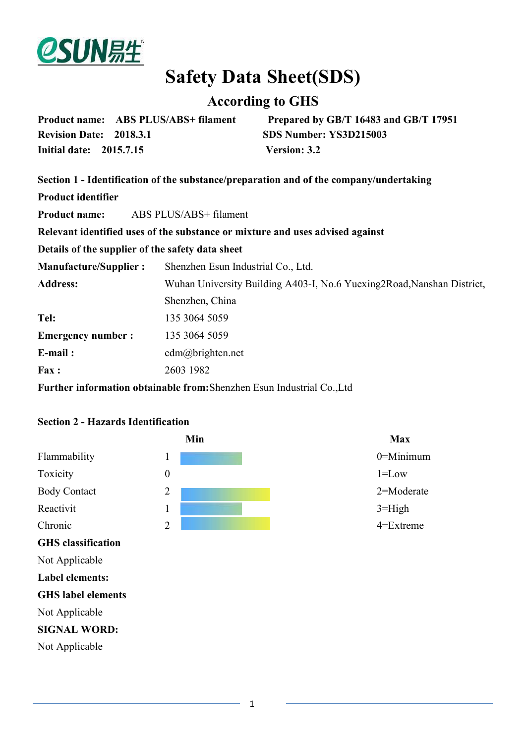# Safety Data Sheet(SDS)

## According to GHS

**Product name:** **ABS PLUS/ABS+ filament** **Prepared by GB/T 16483 and GB/T 17951**
**Revision Date:** **2018.3.1** **SDS Number: YS3D215003**
**Initial date:** **2015.7.15** **Version: 3.2**

**Section 1 - Identification of the substance/preparation and of the company/undertaking**

**Product identifier**

**Product name:** ABS PLUS/ABS+ filament

**Relevant identified uses of the substance or mixture and uses advised against**

**Details of the supplier of the safety data sheet**

| | |
|---|---|
| **Manufacture/Supplier :** | Shenzhen Esun Industrial Co., Ltd. |
| **Address:** | Wuhan University Building A403-I, No.6 Yuexing2Road,Nanshan District, Shenzhen, China |
| **Tel:** | 135 3064 5059 |
| **Emergency number :** | 135 3064 5059 |
| **E-mail :** | cdm@brightcn.net |
| **Fax :** | 2603 1982 |

**Further information obtainable from:**Shenzhen Esun Industrial Co.,Ltd

**Section 2 - Hazards Identification**

| | Min | Max |
|---|---|---|
| Flammability | 1 | 0=Minimum |
| Toxicity | 0 | 1=Low |
| Body Contact | 2 | 2=Moderate |
| Reactivit | 1 | 3=High |
| Chronic | 2 | 4=Extreme |

**GHS classification**

Not Applicable

**Label elements:**

**GHS label elements**

Not Applicable

**SIGNAL WORD:**

Not Applicable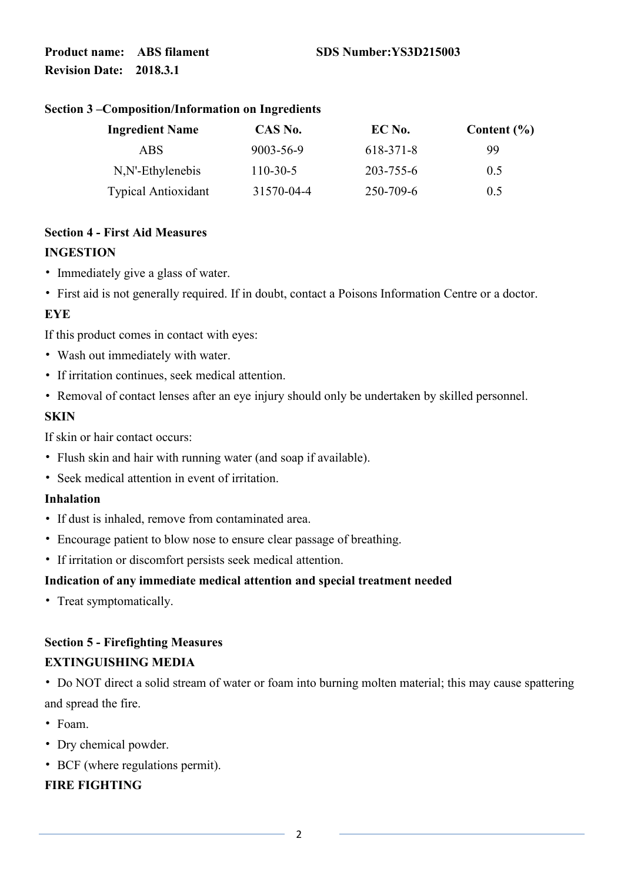**Product name: ABS filament** **SDS Number:YS3D215003**

**Revision Date: 2018.3.1**

### Section 3 –Composition/Information on Ingredients

| Ingredient Name | CAS No. | EC No. | Content (%) |
|---|---|---|---|
| ABS | 9003-56-9 | 618-371-8 | 99 |
| N,N'-Ethylenebis | 110-30-5 | 203-755-6 | 0.5 |
| Typical Antioxidant | 31570-04-4 | 250-709-6 | 0.5 |

### Section 4 - First Aid Measures

**INGESTION**

- Immediately give a glass of water.
- First aid is not generally required. If in doubt, contact a Poisons Information Centre or a doctor.

**EYE**

If this product comes in contact with eyes:

- Wash out immediately with water.
- If irritation continues, seek medical attention.
- Removal of contact lenses after an eye injury should only be undertaken by skilled personnel.

**SKIN**

If skin or hair contact occurs:

- Flush skin and hair with running water (and soap if available).
- Seek medical attention in event of irritation.

**Inhalation**

- If dust is inhaled, remove from contaminated area.
- Encourage patient to blow nose to ensure clear passage of breathing.
- If irritation or discomfort persists seek medical attention.

**Indication of any immediate medical attention and special treatment needed**

- Treat symptomatically.

### Section 5 - Firefighting Measures

**EXTINGUISHING MEDIA**

- Do NOT direct a solid stream of water or foam into burning molten material; this may cause spattering and spread the fire.
- Foam.
- Dry chemical powder.
- BCF (where regulations permit).

**FIRE FIGHTING**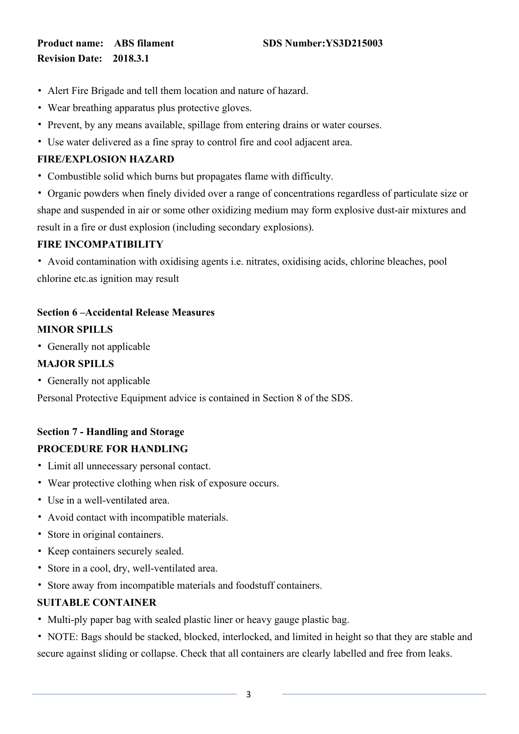- Alert Fire Brigade and tell them location and nature of hazard.
- Wear breathing apparatus plus protective gloves.
- Prevent, by any means available, spillage from entering drains or water courses.
- Use water delivered as a fine spray to control fire and cool adjacent area.

**FIRE/EXPLOSION HAZARD**

- Combustible solid which burns but propagates flame with difficulty.
- Organic powders when finely divided over a range of concentrations regardless of particulate size or shape and suspended in air or some other oxidizing medium may form explosive dust-air mixtures and result in a fire or dust explosion (including secondary explosions).

**FIRE INCOMPATIBILITY**

- Avoid contamination with oxidising agents i.e. nitrates, oxidising acids, chlorine bleaches, pool chlorine etc.as ignition may result

## Section 6 –Accidental Release Measures

**MINOR SPILLS**

- Generally not applicable

**MAJOR SPILLS**

- Generally not applicable

Personal Protective Equipment advice is contained in Section 8 of the SDS.

## Section 7 - Handling and Storage

**PROCEDURE FOR HANDLING**

- Limit all unnecessary personal contact.
- Wear protective clothing when risk of exposure occurs.
- Use in a well-ventilated area.
- Avoid contact with incompatible materials.
- Store in original containers.
- Keep containers securely sealed.
- Store in a cool, dry, well-ventilated area.
- Store away from incompatible materials and foodstuff containers.

**SUITABLE CONTAINER**

- Multi-ply paper bag with sealed plastic liner or heavy gauge plastic bag.
- NOTE: Bags should be stacked, blocked, interlocked, and limited in height so that they are stable and secure against sliding or collapse. Check that all containers are clearly labelled and free from leaks.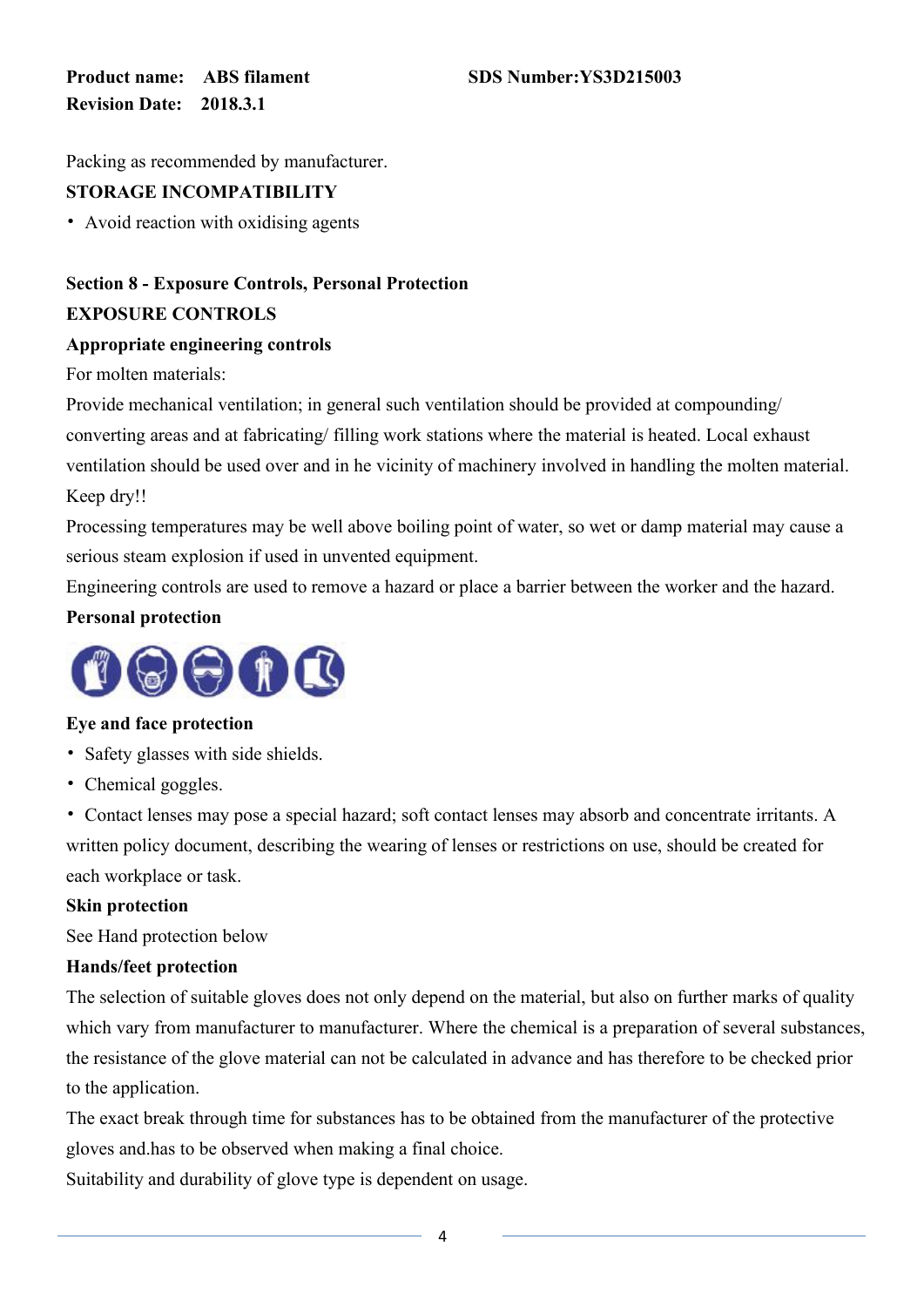**Product name: ABS filament** **SDS Number:YS3D215003**
**Revision Date: 2018.3.1**

Packing as recommended by manufacturer.

**STORAGE INCOMPATIBILITY**

- Avoid reaction with oxidising agents

## Section 8 - Exposure Controls, Personal Protection

### EXPOSURE CONTROLS

**Appropriate engineering controls**

For molten materials:

Provide mechanical ventilation; in general such ventilation should be provided at compounding/ converting areas and at fabricating/ filling work stations where the material is heated. Local exhaust ventilation should be used over and in he vicinity of machinery involved in handling the molten material. Keep dry!!

Processing temperatures may be well above boiling point of water, so wet or damp material may cause a serious steam explosion if used in unvented equipment.

Engineering controls are used to remove a hazard or place a barrier between the worker and the hazard.

**Personal protection**

**Eye and face protection**

- Safety glasses with side shields.
- Chemical goggles.
- Contact lenses may pose a special hazard; soft contact lenses may absorb and concentrate irritants. A written policy document, describing the wearing of lenses or restrictions on use, should be created for each workplace or task.

**Skin protection**

See Hand protection below

**Hands/feet protection**

The selection of suitable gloves does not only depend on the material, but also on further marks of quality which vary from manufacturer to manufacturer. Where the chemical is a preparation of several substances, the resistance of the glove material can not be calculated in advance and has therefore to be checked prior to the application.

The exact break through time for substances has to be obtained from the manufacturer of the protective gloves and.has to be observed when making a final choice.

Suitability and durability of glove type is dependent on usage.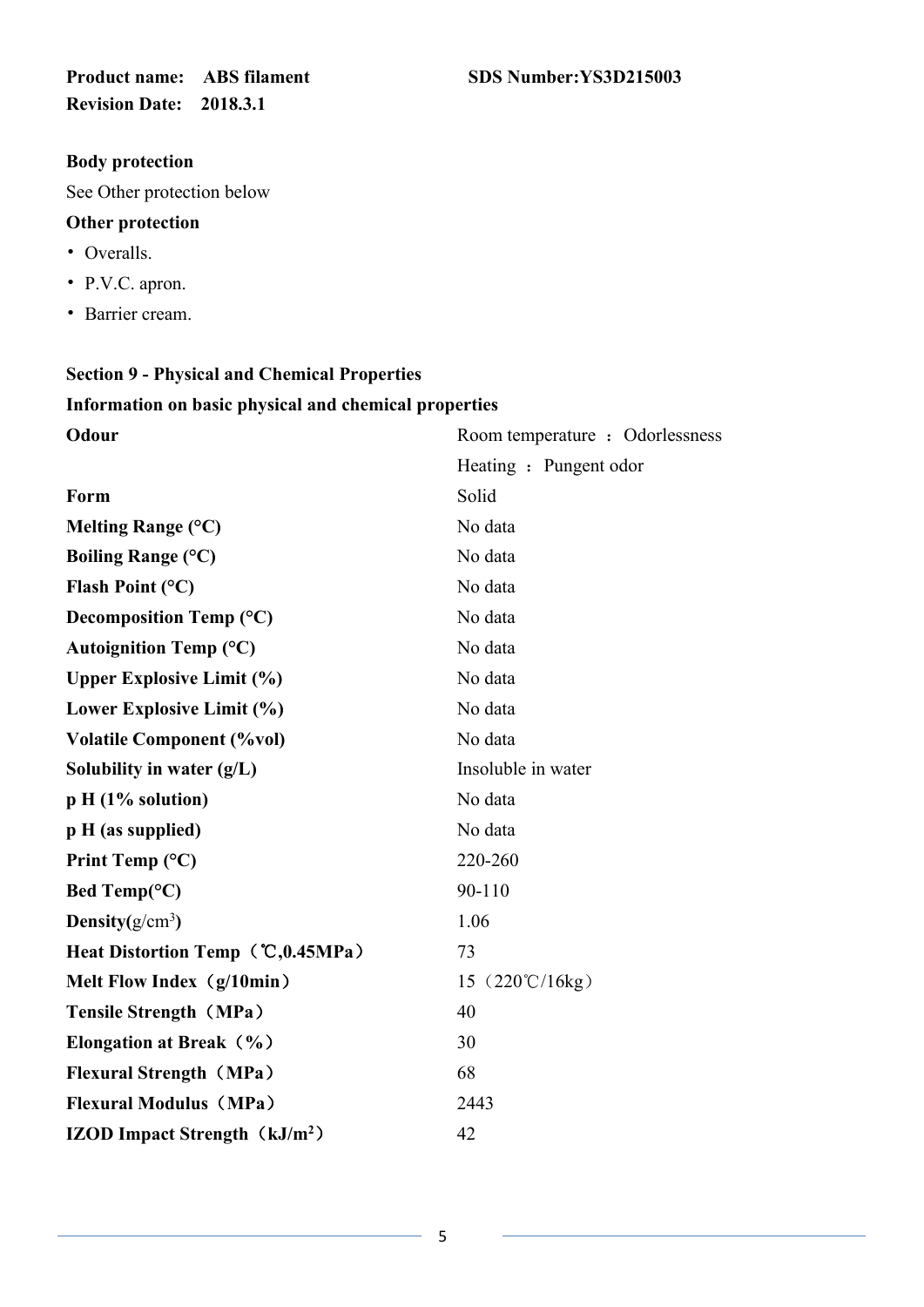**Body protection**

See Other protection below

**Other protection**

- Overalls.
- P.V.C. apron.
- Barrier cream.

**Section 9 - Physical and Chemical Properties**

**Information on basic physical and chemical properties**

| | |
|---|---|
| **Odour** | Room temperature ： Odorlessness |
| | Heating ： Pungent odor |
| **Form** | Solid |
| **Melting Range (°C)** | No data |
| **Boiling Range (°C)** | No data |
| **Flash Point (°C)** | No data |
| **Decomposition Temp (°C)** | No data |
| **Autoignition Temp (°C)** | No data |
| **Upper Explosive Limit (%)** | No data |
| **Lower Explosive Limit (%)** | No data |
| **Volatile Component (%vol)** | No data |
| **Solubility in water (g/L)** | Insoluble in water |
| **p H (1% solution)** | No data |
| **p H (as supplied)** | No data |
| **Print Temp (°C)** | 220-260 |
| **Bed Temp(°C)** | 90-110 |
| **Density**(g/cm$^3$) | 1.06 |
| **Heat Distortion Temp（℃,0.45MPa）** | 73 |
| **Melt Flow Index（g/10min）** | 15（220℃/16kg） |
| **Tensile Strength（MPa）** | 40 |
| **Elongation at Break（%）** | 30 |
| **Flexural Strength（MPa）** | 68 |
| **Flexural Modulus（MPa）** | 2443 |
| **IZOD Impact Strength（kJ/m$^2$）** | 42 |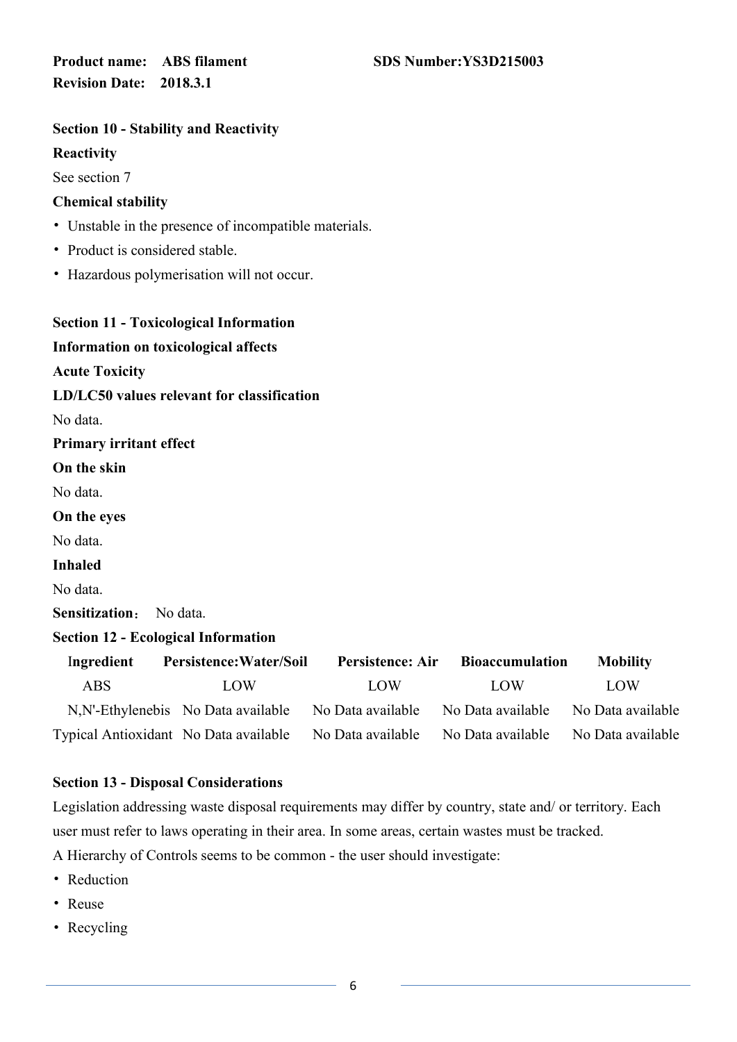**Product name: ABS filament** **SDS Number:YS3D215003**

**Revision Date: 2018.3.1**

## Section 10 - Stability and Reactivity

**Reactivity**

See section 7

**Chemical stability**

- Unstable in the presence of incompatible materials.
- Product is considered stable.
- Hazardous polymerisation will not occur.

## Section 11 - Toxicological Information

**Information on toxicological affects**

**Acute Toxicity**

**LD/LC50 values relevant for classification**

No data.

**Primary irritant effect**

**On the skin**

No data.

**On the eyes**

No data.

**Inhaled**

No data.

**Sensitization**: No data.

## Section 12 - Ecological Information

| Ingredient | Persistence:Water/Soil | Persistence: Air | Bioaccumulation | Mobility |
|---|---|---|---|---|
| ABS | LOW | LOW | LOW | LOW |
| N,N'-Ethylenebis | No Data available | No Data available | No Data available | No Data available |
| Typical Antioxidant | No Data available | No Data available | No Data available | No Data available |

## Section 13 - Disposal Considerations

Legislation addressing waste disposal requirements may differ by country, state and/ or territory. Each user must refer to laws operating in their area. In some areas, certain wastes must be tracked.

A Hierarchy of Controls seems to be common - the user should investigate:

- Reduction
- Reuse
- Recycling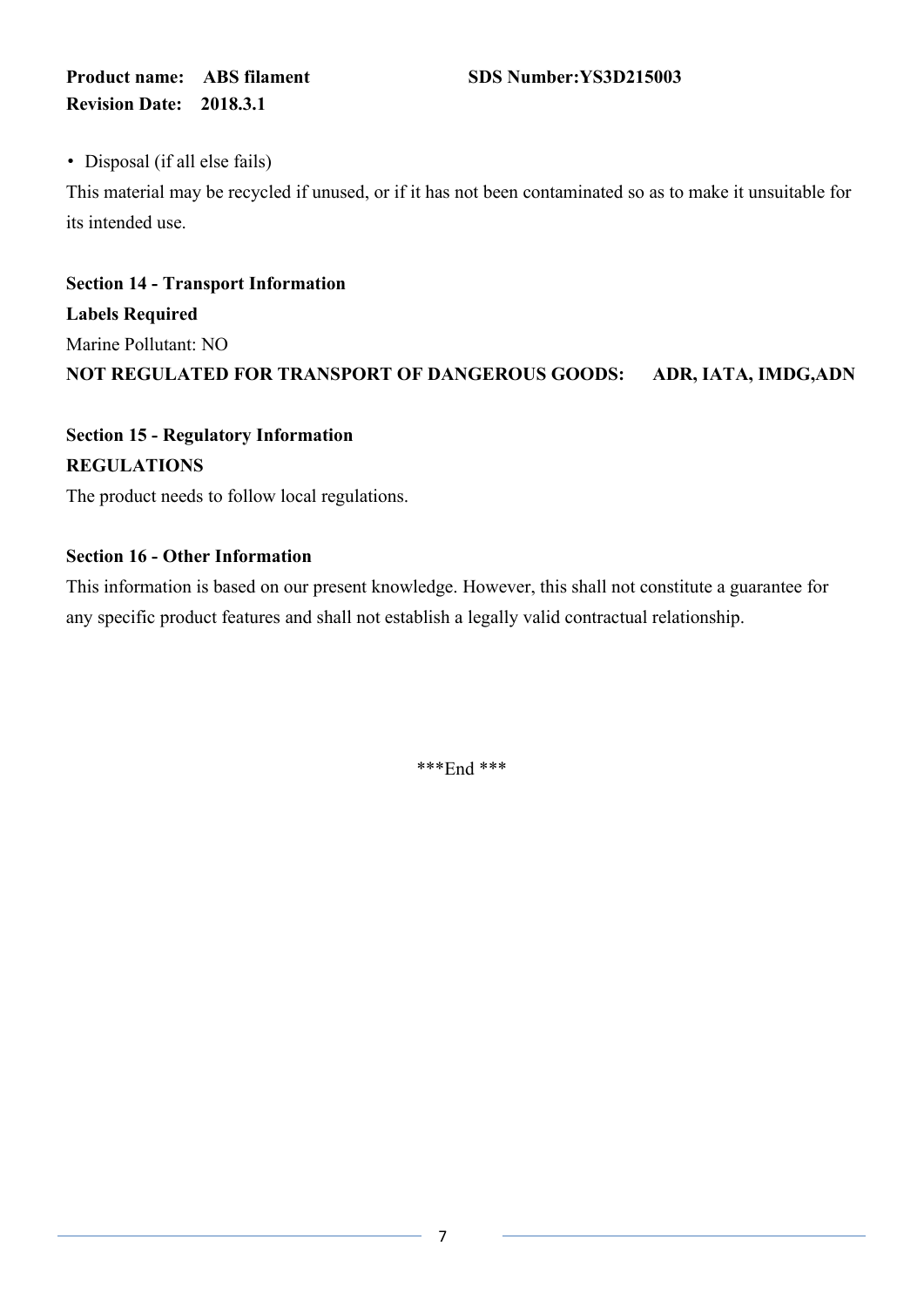• Disposal (if all else fails)

This material may be recycled if unused, or if it has not been contaminated so as to make it unsuitable for its intended use.

## Section 14 - Transport Information

**Labels Required**

Marine Pollutant: NO

**NOT REGULATED FOR TRANSPORT OF DANGEROUS GOODS: ADR, IATA, IMDG,ADN**

## Section 15 - Regulatory Information

**REGULATIONS**

The product needs to follow local regulations.

## Section 16 - Other Information

This information is based on our present knowledge. However, this shall not constitute a guarantee for any specific product features and shall not establish a legally valid contractual relationship.

***End ***